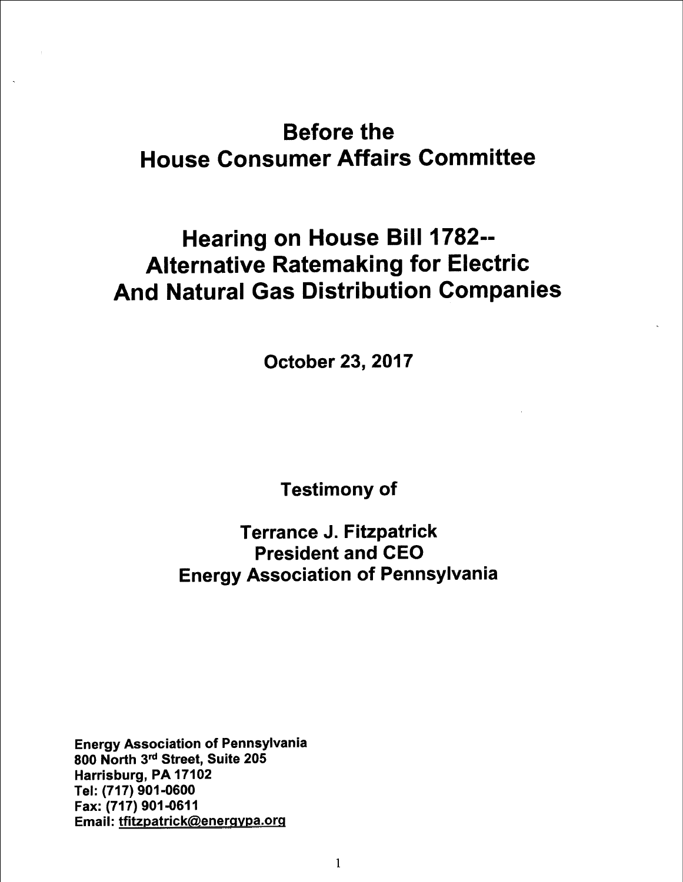# Before the House Consumer Affairs Committee

# Hearing on House Bill 1782-- Alternative Ratemaking for Electric And Natural Gas Distribution Companies

**October 23, 2017**

**Testimony of**

**Terrance J. Fitzpatrick**
**President and CEO**
**Energy Association of Pennsylvania**

**Energy Association of Pennsylvania**
**800 North 3rd Street, Suite 205**
**Harrisburg, PA 17102**
**Tel: (717) 901-0600**
**Fax: (717) 901-0611**
**Email: tfitzpatrick@energypa.org**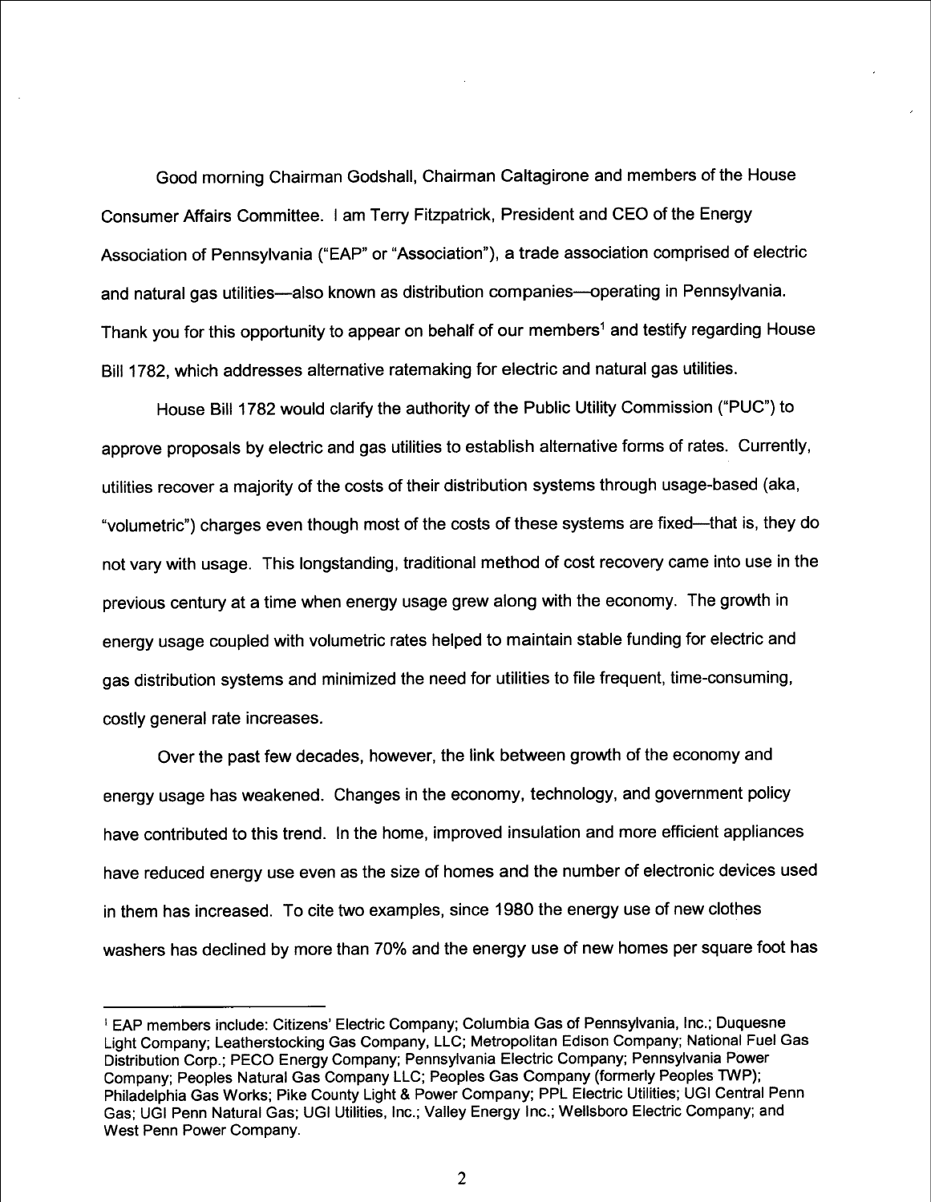Good morning Chairman Godshall, Chairman Caltagirone and members of the House Consumer Affairs Committee. I am Terry Fitzpatrick, President and CEO of the Energy Association of Pennsylvania ("EAP" or "Association"), a trade association comprised of electric and natural gas utilities—also known as distribution companies—operating in Pennsylvania. Thank you for this opportunity to appear on behalf of our members[1] and testify regarding House Bill 1782, which addresses alternative ratemaking for electric and natural gas utilities.

House Bill 1782 would clarify the authority of the Public Utility Commission ("PUC") to approve proposals by electric and gas utilities to establish alternative forms of rates. Currently, utilities recover a majority of the costs of their distribution systems through usage-based (aka, "volumetric") charges even though most of the costs of these systems are fixed—that is, they do not vary with usage. This longstanding, traditional method of cost recovery came into use in the previous century at a time when energy usage grew along with the economy. The growth in energy usage coupled with volumetric rates helped to maintain stable funding for electric and gas distribution systems and minimized the need for utilities to file frequent, time-consuming, costly general rate increases.

Over the past few decades, however, the link between growth of the economy and energy usage has weakened. Changes in the economy, technology, and government policy have contributed to this trend. In the home, improved insulation and more efficient appliances have reduced energy use even as the size of homes and the number of electronic devices used in them has increased. To cite two examples, since 1980 the energy use of new clothes washers has declined by more than 70% and the energy use of new homes per square foot has

---

[1] EAP members include: Citizens' Electric Company; Columbia Gas of Pennsylvania, Inc.; Duquesne Light Company; Leatherstocking Gas Company, LLC; Metropolitan Edison Company; National Fuel Gas Distribution Corp.; PECO Energy Company; Pennsylvania Electric Company; Pennsylvania Power Company; Peoples Natural Gas Company LLC; Peoples Gas Company (formerly Peoples TWP); Philadelphia Gas Works; Pike County Light & Power Company; PPL Electric Utilities; UGI Central Penn Gas; UGI Penn Natural Gas; UGI Utilities, Inc.; Valley Energy Inc.; Wellsboro Electric Company; and West Penn Power Company.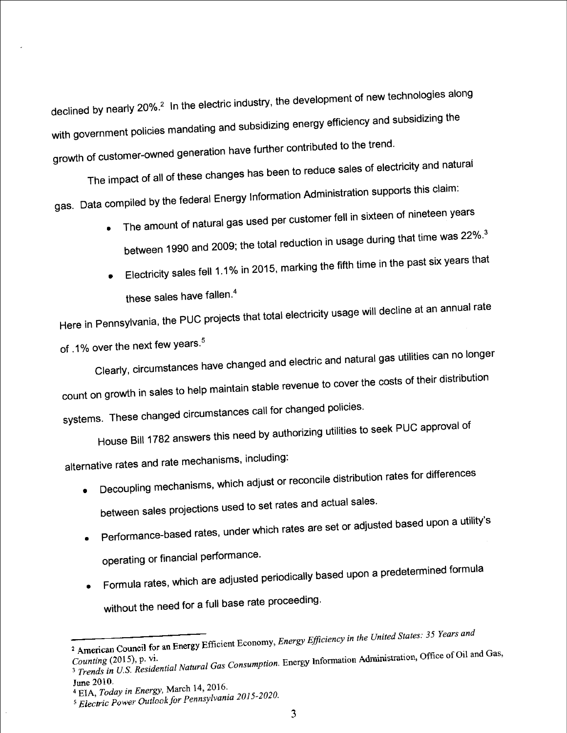declined by nearly 20%.[2] In the electric industry, the development of new technologies along with government policies mandating and subsidizing energy efficiency and subsidizing the growth of customer-owned generation have further contributed to the trend.

The impact of all of these changes has been to reduce sales of electricity and natural gas. Data compiled by the federal Energy Information Administration supports this claim:

- The amount of natural gas used per customer fell in sixteen of nineteen years between 1990 and 2009; the total reduction in usage during that time was 22%.[3]
- Electricity sales fell 1.1% in 2015, marking the fifth time in the past six years that these sales have fallen.[4]

Here in Pennsylvania, the PUC projects that total electricity usage will decline at an annual rate of .1% over the next few years.[5]

Clearly, circumstances have changed and electric and natural gas utilities can no longer count on growth in sales to help maintain stable revenue to cover the costs of their distribution systems. These changed circumstances call for changed policies.

House Bill 1782 answers this need by authorizing utilities to seek PUC approval of alternative rates and rate mechanisms, including:

- Decoupling mechanisms, which adjust or reconcile distribution rates for differences between sales projections used to set rates and actual sales.
- Performance-based rates, under which rates are set or adjusted based upon a utility's operating or financial performance.
- Formula rates, which are adjusted periodically based upon a predetermined formula without the need for a full base rate proceeding.

---

[2] American Council for an Energy Efficient Economy, *Energy Efficiency in the United States: 35 Years and Counting* (2015), p. vi.

[3] *Trends in U.S. Residential Natural Gas Consumption*. Energy Information Administration, Office of Oil and Gas, June 2010.

[4] EIA, *Today in Energy*, March 14, 2016.

[5] *Electric Power Outlook for Pennsylvania 2015-2020*.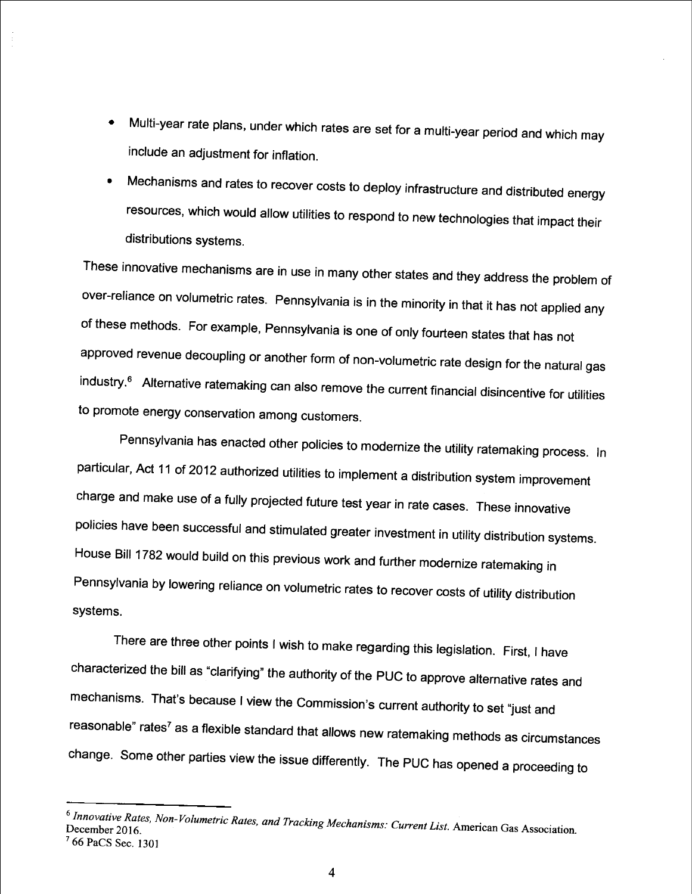- Multi-year rate plans, under which rates are set for a multi-year period and which may include an adjustment for inflation.
- Mechanisms and rates to recover costs to deploy infrastructure and distributed energy resources, which would allow utilities to respond to new technologies that impact their distributions systems.

These innovative mechanisms are in use in many other states and they address the problem of over-reliance on volumetric rates. Pennsylvania is in the minority in that it has not applied any of these methods. For example, Pennsylvania is one of only fourteen states that has not approved revenue decoupling or another form of non-volumetric rate design for the natural gas industry.[6] Alternative ratemaking can also remove the current financial disincentive for utilities to promote energy conservation among customers.

Pennsylvania has enacted other policies to modernize the utility ratemaking process. In particular, Act 11 of 2012 authorized utilities to implement a distribution system improvement charge and make use of a fully projected future test year in rate cases. These innovative policies have been successful and stimulated greater investment in utility distribution systems. House Bill 1782 would build on this previous work and further modernize ratemaking in Pennsylvania by lowering reliance on volumetric rates to recover costs of utility distribution systems.

There are three other points I wish to make regarding this legislation. First, I have characterized the bill as "clarifying" the authority of the PUC to approve alternative rates and mechanisms. That's because I view the Commission's current authority to set "just and reasonable" rates[7] as a flexible standard that allows new ratemaking methods as circumstances change. Some other parties view the issue differently. The PUC has opened a proceeding to

---

[6] *Innovative Rates, Non-Volumetric Rates, and Tracking Mechanisms: Current List.* American Gas Association. December 2016.

[7] 66 PaCS Sec. 1301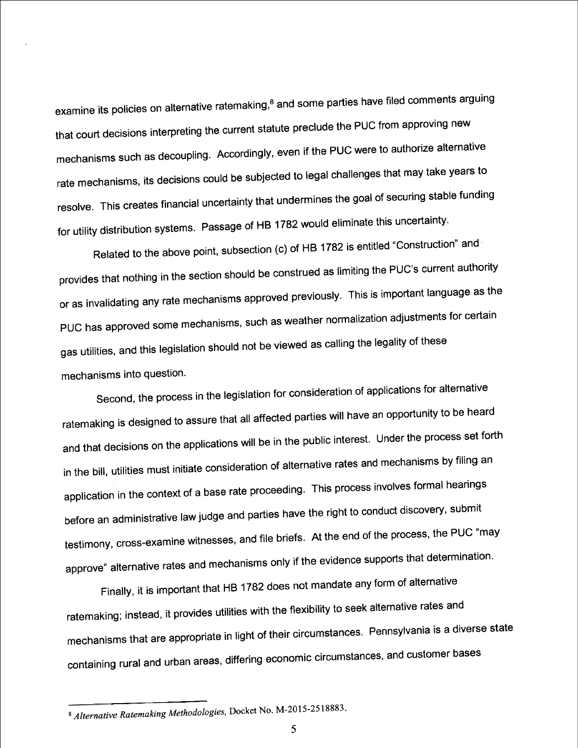examine its policies on alternative ratemaking,[8] and some parties have filed comments arguing that court decisions interpreting the current statute preclude the PUC from approving new mechanisms such as decoupling. Accordingly, even if the PUC were to authorize alternative rate mechanisms, its decisions could be subjected to legal challenges that may take years to resolve. This creates financial uncertainty that undermines the goal of securing stable funding for utility distribution systems. Passage of HB 1782 would eliminate this uncertainty.

Related to the above point, subsection (c) of HB 1782 is entitled "Construction" and provides that nothing in the section should be construed as limiting the PUC's current authority or as invalidating any rate mechanisms approved previously. This is important language as the PUC has approved some mechanisms, such as weather normalization adjustments for certain gas utilities, and this legislation should not be viewed as calling the legality of these mechanisms into question.

Second, the process in the legislation for consideration of applications for alternative ratemaking is designed to assure that all affected parties will have an opportunity to be heard and that decisions on the applications will be in the public interest. Under the process set forth in the bill, utilities must initiate consideration of alternative rates and mechanisms by filing an application in the context of a base rate proceeding. This process involves formal hearings before an administrative law judge and parties have the right to conduct discovery, submit testimony, cross-examine witnesses, and file briefs. At the end of the process, the PUC "may approve" alternative rates and mechanisms only if the evidence supports that determination.

Finally, it is important that HB 1782 does not mandate any form of alternative ratemaking; instead, it provides utilities with the flexibility to seek alternative rates and mechanisms that are appropriate in light of their circumstances. Pennsylvania is a diverse state containing rural and urban areas, differing economic circumstances, and customer bases

---

[8] *Alternative Ratemaking Methodologies*, Docket No. M-2015-2518883.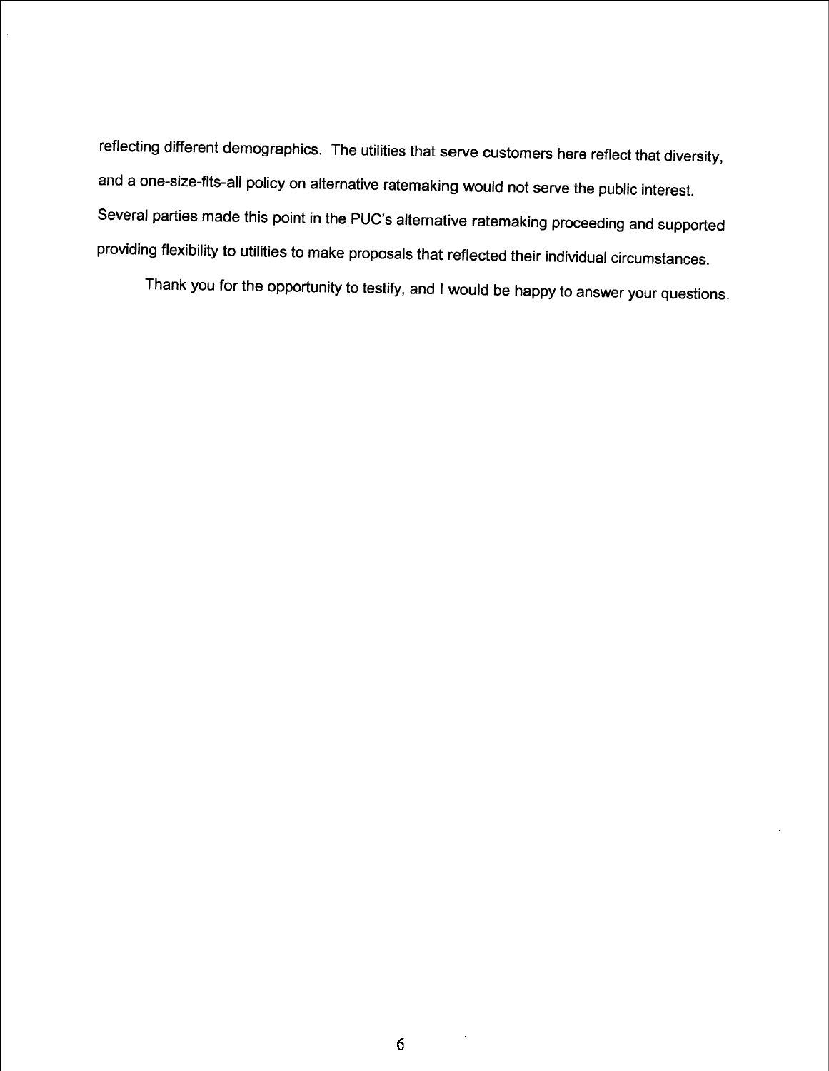reflecting different demographics. The utilities that serve customers here reflect that diversity, and a one-size-fits-all policy on alternative ratemaking would not serve the public interest. Several parties made this point in the PUC's alternative ratemaking proceeding and supported providing flexibility to utilities to make proposals that reflected their individual circumstances.

Thank you for the opportunity to testify, and I would be happy to answer your questions.